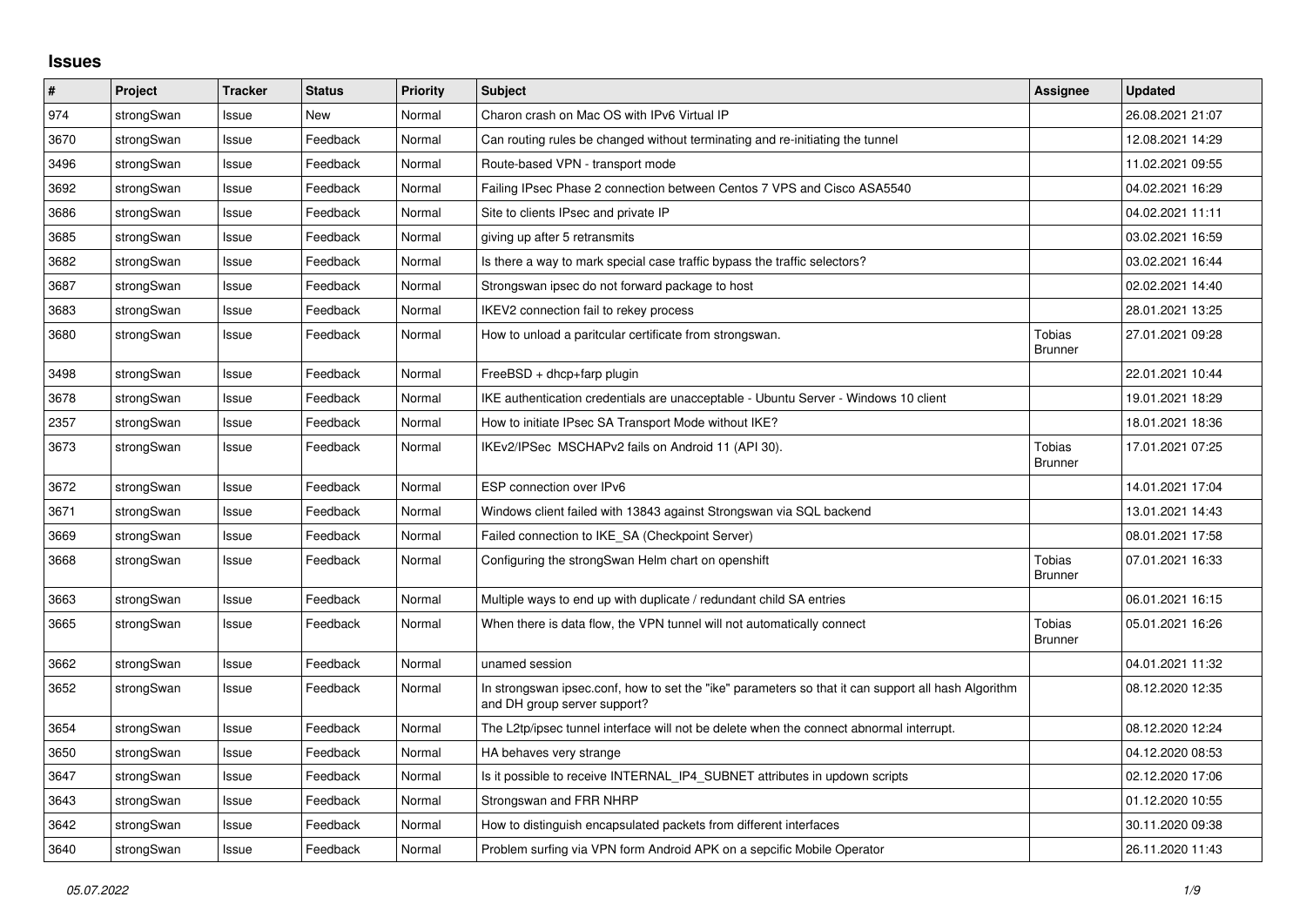# Issues

| # | Project | Tracker | Status | Priority | Subject | Assignee | Updated |
|---|---|---|---|---|---|---|---|
| 974 | strongSwan | Issue | New | Normal | Charon crash on Mac OS with IPv6 Virtual IP | | 26.08.2021 21:07 |
| 3670 | strongSwan | Issue | Feedback | Normal | Can routing rules be changed without terminating and re-initiating the tunnel | | 12.08.2021 14:29 |
| 3496 | strongSwan | Issue | Feedback | Normal | Route-based VPN - transport mode | | 11.02.2021 09:55 |
| 3692 | strongSwan | Issue | Feedback | Normal | Failing IPsec Phase 2 connection between Centos 7 VPS and Cisco ASA5540 | | 04.02.2021 16:29 |
| 3686 | strongSwan | Issue | Feedback | Normal | Site to clients IPsec and private IP | | 04.02.2021 11:11 |
| 3685 | strongSwan | Issue | Feedback | Normal | giving up after 5 retransmits | | 03.02.2021 16:59 |
| 3682 | strongSwan | Issue | Feedback | Normal | Is there a way to mark special case traffic bypass the traffic selectors? | | 03.02.2021 16:44 |
| 3687 | strongSwan | Issue | Feedback | Normal | Strongswan ipsec do not forward package to host | | 02.02.2021 14:40 |
| 3683 | strongSwan | Issue | Feedback | Normal | IKEV2 connection fail to rekey process | | 28.01.2021 13:25 |
| 3680 | strongSwan | Issue | Feedback | Normal | How to unload a paritcular certificate from strongswan. | Tobias Brunner | 27.01.2021 09:28 |
| 3498 | strongSwan | Issue | Feedback | Normal | FreeBSD + dhcp+farp plugin | | 22.01.2021 10:44 |
| 3678 | strongSwan | Issue | Feedback | Normal | IKE authentication credentials are unacceptable - Ubuntu Server - Windows 10 client | | 19.01.2021 18:29 |
| 2357 | strongSwan | Issue | Feedback | Normal | How to initiate IPsec SA Transport Mode without IKE? | | 18.01.2021 18:36 |
| 3673 | strongSwan | Issue | Feedback | Normal | IKEv2/IPSec MSCHAPv2 fails on Android 11 (API 30). | Tobias Brunner | 17.01.2021 07:25 |
| 3672 | strongSwan | Issue | Feedback | Normal | ESP connection over IPv6 | | 14.01.2021 17:04 |
| 3671 | strongSwan | Issue | Feedback | Normal | Windows client failed with 13843 against Strongswan via SQL backend | | 13.01.2021 14:43 |
| 3669 | strongSwan | Issue | Feedback | Normal | Failed connection to IKE_SA (Checkpoint Server) | | 08.01.2021 17:58 |
| 3668 | strongSwan | Issue | Feedback | Normal | Configuring the strongSwan Helm chart on openshift | Tobias Brunner | 07.01.2021 16:33 |
| 3663 | strongSwan | Issue | Feedback | Normal | Multiple ways to end up with duplicate / redundant child SA entries | | 06.01.2021 16:15 |
| 3665 | strongSwan | Issue | Feedback | Normal | When there is data flow, the VPN tunnel will not automatically connect | Tobias Brunner | 05.01.2021 16:26 |
| 3662 | strongSwan | Issue | Feedback | Normal | unamed session | | 04.01.2021 11:32 |
| 3652 | strongSwan | Issue | Feedback | Normal | In strongswan ipsec.conf, how to set the "ike" parameters so that it can support all hash Algorithm and DH group server support? | | 08.12.2020 12:35 |
| 3654 | strongSwan | Issue | Feedback | Normal | The L2tp/ipsec tunnel interface will not be delete when the connect abnormal interrupt. | | 08.12.2020 12:24 |
| 3650 | strongSwan | Issue | Feedback | Normal | HA behaves very strange | | 04.12.2020 08:53 |
| 3647 | strongSwan | Issue | Feedback | Normal | Is it possible to receive INTERNAL_IP4_SUBNET attributes in updown scripts | | 02.12.2020 17:06 |
| 3643 | strongSwan | Issue | Feedback | Normal | Strongswan and FRR NHRP | | 01.12.2020 10:55 |
| 3642 | strongSwan | Issue | Feedback | Normal | How to distinguish encapsulated packets from different interfaces | | 30.11.2020 09:38 |
| 3640 | strongSwan | Issue | Feedback | Normal | Problem surfing via VPN form Android APK on a sepcific Mobile Operator | | 26.11.2020 11:43 |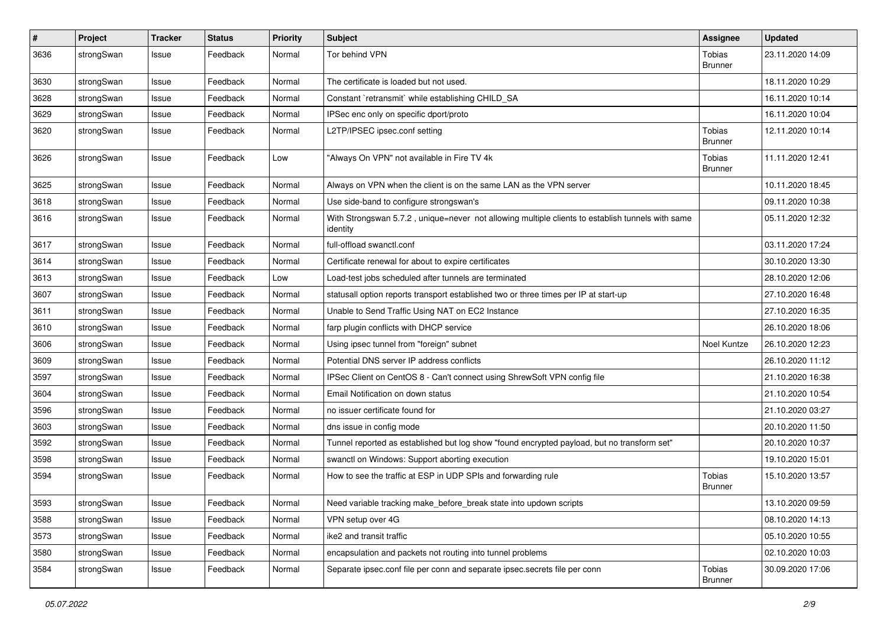| # | Project | Tracker | Status | Priority | Subject | Assignee | Updated |
|---|---|---|---|---|---|---|---|
| 3636 | strongSwan | Issue | Feedback | Normal | Tor behind VPN | Tobias Brunner | 23.11.2020 14:09 |
| 3630 | strongSwan | Issue | Feedback | Normal | The certificate is loaded but not used. | | 18.11.2020 10:29 |
| 3628 | strongSwan | Issue | Feedback | Normal | Constant `retransmit` while establishing CHILD_SA | | 16.11.2020 10:14 |
| 3629 | strongSwan | Issue | Feedback | Normal | IPSec enc only on specific dport/proto | | 16.11.2020 10:04 |
| 3620 | strongSwan | Issue | Feedback | Normal | L2TP/IPSEC ipsec.conf setting | Tobias Brunner | 12.11.2020 10:14 |
| 3626 | strongSwan | Issue | Feedback | Low | "Always On VPN" not available in Fire TV 4k | Tobias Brunner | 11.11.2020 12:41 |
| 3625 | strongSwan | Issue | Feedback | Normal | Always on VPN when the client is on the same LAN as the VPN server | | 10.11.2020 18:45 |
| 3618 | strongSwan | Issue | Feedback | Normal | Use side-band to configure strongswan's | | 09.11.2020 10:38 |
| 3616 | strongSwan | Issue | Feedback | Normal | With Strongswan 5.7.2 , unique=never not allowing multiple clients to establish tunnels with same identity | | 05.11.2020 12:32 |
| 3617 | strongSwan | Issue | Feedback | Normal | full-offload swanctl.conf | | 03.11.2020 17:24 |
| 3614 | strongSwan | Issue | Feedback | Normal | Certificate renewal for about to expire certificates | | 30.10.2020 13:30 |
| 3613 | strongSwan | Issue | Feedback | Low | Load-test jobs scheduled after tunnels are terminated | | 28.10.2020 12:06 |
| 3607 | strongSwan | Issue | Feedback | Normal | statusall option reports transport established two or three times per IP at start-up | | 27.10.2020 16:48 |
| 3611 | strongSwan | Issue | Feedback | Normal | Unable to Send Traffic Using NAT on EC2 Instance | | 27.10.2020 16:35 |
| 3610 | strongSwan | Issue | Feedback | Normal | farp plugin conflicts with DHCP service | | 26.10.2020 18:06 |
| 3606 | strongSwan | Issue | Feedback | Normal | Using ipsec tunnel from "foreign" subnet | Noel Kuntze | 26.10.2020 12:23 |
| 3609 | strongSwan | Issue | Feedback | Normal | Potential DNS server IP address conflicts | | 26.10.2020 11:12 |
| 3597 | strongSwan | Issue | Feedback | Normal | IPSec Client on CentOS 8 - Can't connect using ShrewSoft VPN config file | | 21.10.2020 16:38 |
| 3604 | strongSwan | Issue | Feedback | Normal | Email Notification on down status | | 21.10.2020 10:54 |
| 3596 | strongSwan | Issue | Feedback | Normal | no issuer certificate found for | | 21.10.2020 03:27 |
| 3603 | strongSwan | Issue | Feedback | Normal | dns issue in config mode | | 20.10.2020 11:50 |
| 3592 | strongSwan | Issue | Feedback | Normal | Tunnel reported as established but log show "found encrypted payload, but no transform set" | | 20.10.2020 10:37 |
| 3598 | strongSwan | Issue | Feedback | Normal | swanctl on Windows: Support aborting execution | | 19.10.2020 15:01 |
| 3594 | strongSwan | Issue | Feedback | Normal | How to see the traffic at ESP in UDP SPIs and forwarding rule | Tobias Brunner | 15.10.2020 13:57 |
| 3593 | strongSwan | Issue | Feedback | Normal | Need variable tracking make_before_break state into updown scripts | | 13.10.2020 09:59 |
| 3588 | strongSwan | Issue | Feedback | Normal | VPN setup over 4G | | 08.10.2020 14:13 |
| 3573 | strongSwan | Issue | Feedback | Normal | ike2 and transit traffic | | 05.10.2020 10:55 |
| 3580 | strongSwan | Issue | Feedback | Normal | encapsulation and packets not routing into tunnel problems | | 02.10.2020 10:03 |
| 3584 | strongSwan | Issue | Feedback | Normal | Separate ipsec.conf file per conn and separate ipsec.secrets file per conn | Tobias Brunner | 30.09.2020 17:06 |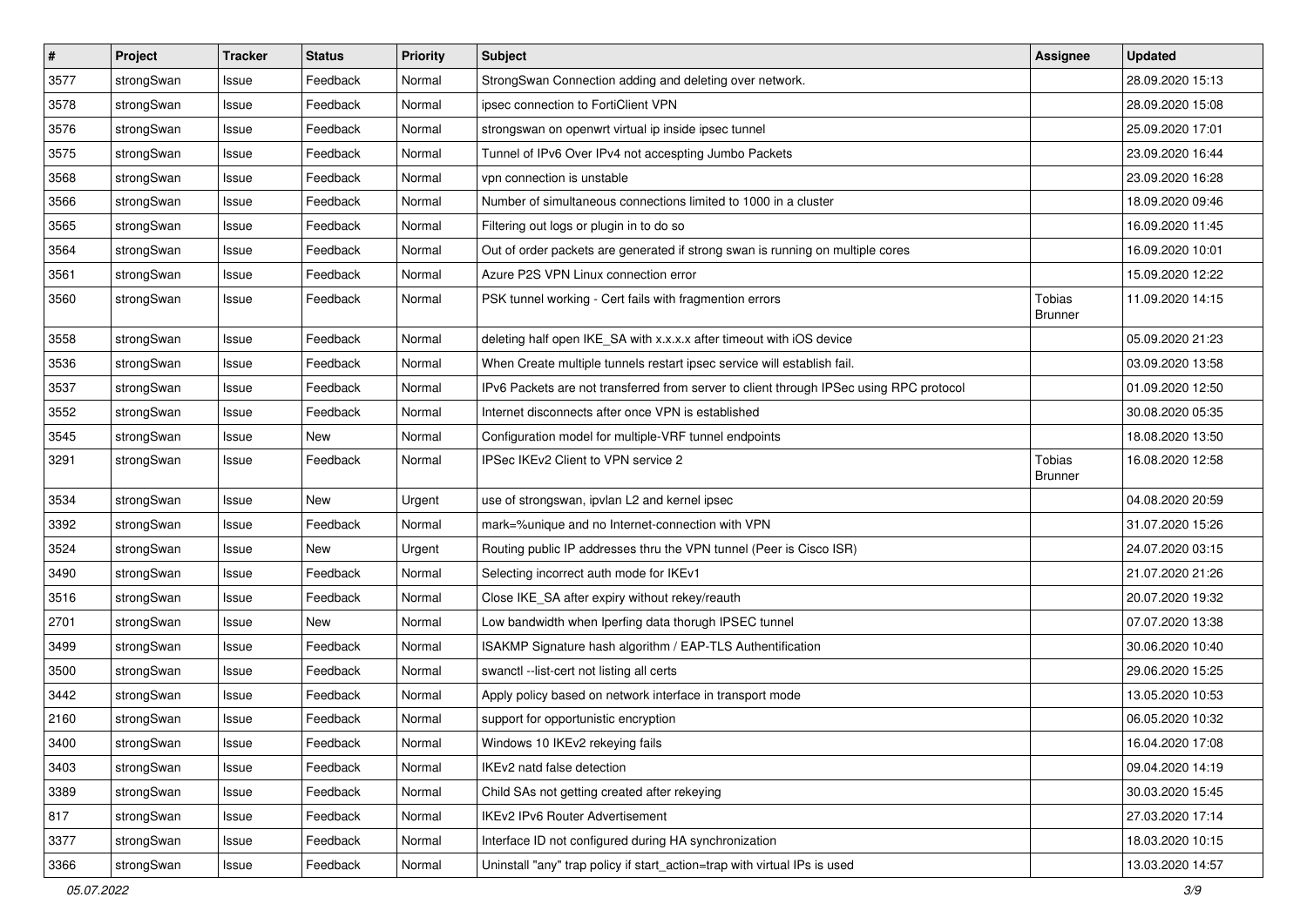| # | Project | Tracker | Status | Priority | Subject | Assignee | Updated |
|---|---|---|---|---|---|---|---|
| 3577 | strongSwan | Issue | Feedback | Normal | StrongSwan Connection adding and deleting over network. | | 28.09.2020 15:13 |
| 3578 | strongSwan | Issue | Feedback | Normal | ipsec connection to FortiClient VPN | | 28.09.2020 15:08 |
| 3576 | strongSwan | Issue | Feedback | Normal | strongswan on openwrt virtual ip inside ipsec tunnel | | 25.09.2020 17:01 |
| 3575 | strongSwan | Issue | Feedback | Normal | Tunnel of IPv6 Over IPv4 not accespting Jumbo Packets | | 23.09.2020 16:44 |
| 3568 | strongSwan | Issue | Feedback | Normal | vpn connection is unstable | | 23.09.2020 16:28 |
| 3566 | strongSwan | Issue | Feedback | Normal | Number of simultaneous connections limited to 1000 in a cluster | | 18.09.2020 09:46 |
| 3565 | strongSwan | Issue | Feedback | Normal | Filtering out logs or plugin in to do so | | 16.09.2020 11:45 |
| 3564 | strongSwan | Issue | Feedback | Normal | Out of order packets are generated if strong swan is running on multiple cores | | 16.09.2020 10:01 |
| 3561 | strongSwan | Issue | Feedback | Normal | Azure P2S VPN Linux connection error | | 15.09.2020 12:22 |
| 3560 | strongSwan | Issue | Feedback | Normal | PSK tunnel working - Cert fails with fragmention errors | Tobias Brunner | 11.09.2020 14:15 |
| 3558 | strongSwan | Issue | Feedback | Normal | deleting half open IKE_SA with x.x.x.x after timeout with iOS device | | 05.09.2020 21:23 |
| 3536 | strongSwan | Issue | Feedback | Normal | When Create multiple tunnels restart ipsec service will establish fail. | | 03.09.2020 13:58 |
| 3537 | strongSwan | Issue | Feedback | Normal | IPv6 Packets are not transferred from server to client through IPSec using RPC protocol | | 01.09.2020 12:50 |
| 3552 | strongSwan | Issue | Feedback | Normal | Internet disconnects after once VPN is established | | 30.08.2020 05:35 |
| 3545 | strongSwan | Issue | New | Normal | Configuration model for multiple-VRF tunnel endpoints | | 18.08.2020 13:50 |
| 3291 | strongSwan | Issue | Feedback | Normal | IPSec IKEv2 Client to VPN service 2 | Tobias Brunner | 16.08.2020 12:58 |
| 3534 | strongSwan | Issue | New | Urgent | use of strongswan, ipvlan L2 and kernel ipsec | | 04.08.2020 20:59 |
| 3392 | strongSwan | Issue | Feedback | Normal | mark=%unique and no Internet-connection with VPN | | 31.07.2020 15:26 |
| 3524 | strongSwan | Issue | New | Urgent | Routing public IP addresses thru the VPN tunnel (Peer is Cisco ISR) | | 24.07.2020 03:15 |
| 3490 | strongSwan | Issue | Feedback | Normal | Selecting incorrect auth mode for IKEv1 | | 21.07.2020 21:26 |
| 3516 | strongSwan | Issue | Feedback | Normal | Close IKE_SA after expiry without rekey/reauth | | 20.07.2020 19:32 |
| 2701 | strongSwan | Issue | New | Normal | Low bandwidth when Iperfing data thorugh IPSEC tunnel | | 07.07.2020 13:38 |
| 3499 | strongSwan | Issue | Feedback | Normal | ISAKMP Signature hash algorithm / EAP-TLS Authentification | | 30.06.2020 10:40 |
| 3500 | strongSwan | Issue | Feedback | Normal | swanctl --list-cert not listing all certs | | 29.06.2020 15:25 |
| 3442 | strongSwan | Issue | Feedback | Normal | Apply policy based on network interface in transport mode | | 13.05.2020 10:53 |
| 2160 | strongSwan | Issue | Feedback | Normal | support for opportunistic encryption | | 06.05.2020 10:32 |
| 3400 | strongSwan | Issue | Feedback | Normal | Windows 10 IKEv2 rekeying fails | | 16.04.2020 17:08 |
| 3403 | strongSwan | Issue | Feedback | Normal | IKEv2 natd false detection | | 09.04.2020 14:19 |
| 3389 | strongSwan | Issue | Feedback | Normal | Child SAs not getting created after rekeying | | 30.03.2020 15:45 |
| 817 | strongSwan | Issue | Feedback | Normal | IKEv2 IPv6 Router Advertisement | | 27.03.2020 17:14 |
| 3377 | strongSwan | Issue | Feedback | Normal | Interface ID not configured during HA synchronization | | 18.03.2020 10:15 |
| 3366 | strongSwan | Issue | Feedback | Normal | Uninstall "any" trap policy if start_action=trap with virtual IPs is used | | 13.03.2020 14:57 |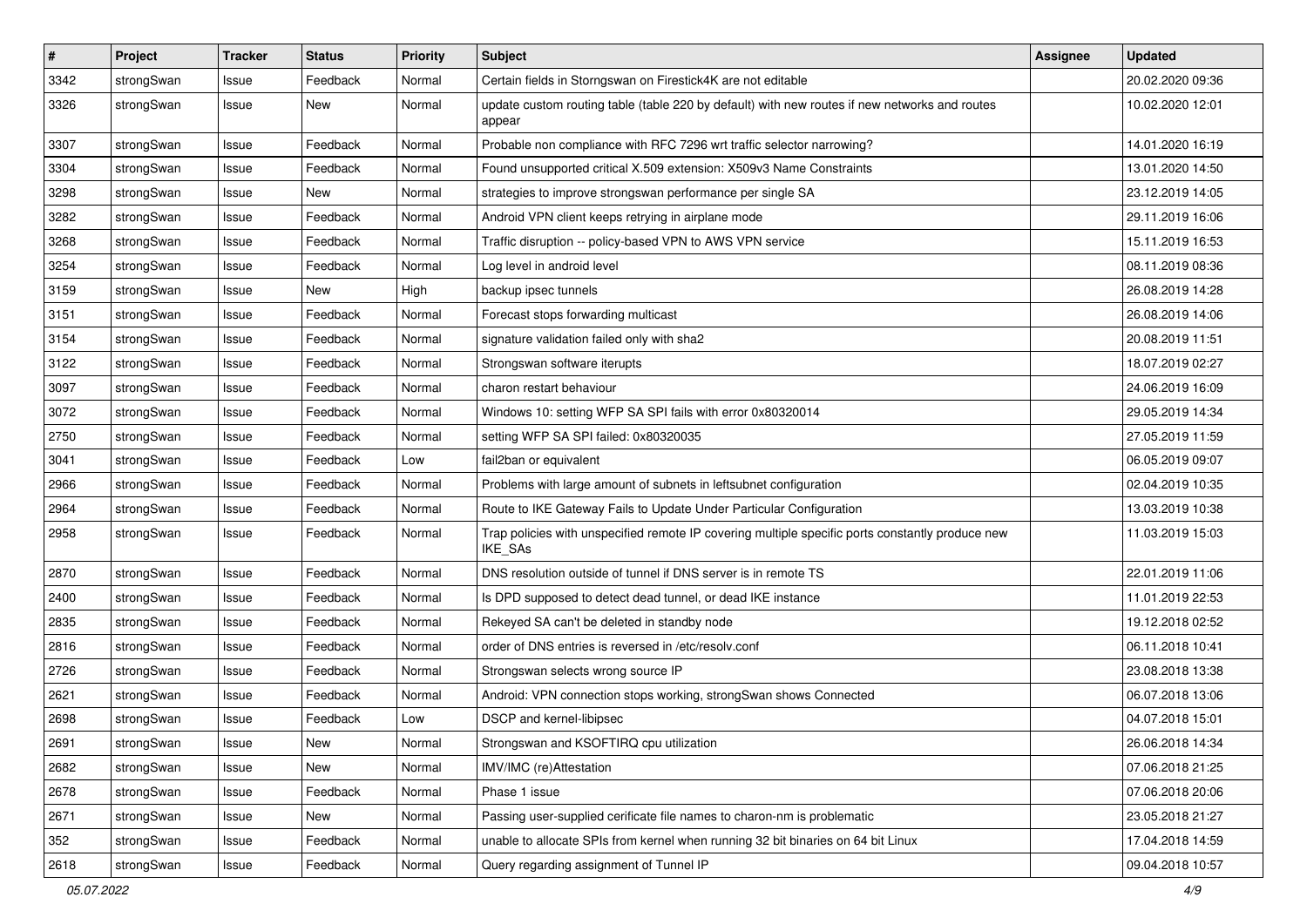| # | Project | Tracker | Status | Priority | Subject | Assignee | Updated |
|---|---|---|---|---|---|---|---|
| 3342 | strongSwan | Issue | Feedback | Normal | Certain fields in Storngswan on Firestick4K are not editable | | 20.02.2020 09:36 |
| 3326 | strongSwan | Issue | New | Normal | update custom routing table (table 220 by default) with new routes if new networks and routes appear | | 10.02.2020 12:01 |
| 3307 | strongSwan | Issue | Feedback | Normal | Probable non compliance with RFC 7296 wrt traffic selector narrowing? | | 14.01.2020 16:19 |
| 3304 | strongSwan | Issue | Feedback | Normal | Found unsupported critical X.509 extension: X509v3 Name Constraints | | 13.01.2020 14:50 |
| 3298 | strongSwan | Issue | New | Normal | strategies to improve strongswan performance per single SA | | 23.12.2019 14:05 |
| 3282 | strongSwan | Issue | Feedback | Normal | Android VPN client keeps retrying in airplane mode | | 29.11.2019 16:06 |
| 3268 | strongSwan | Issue | Feedback | Normal | Traffic disruption -- policy-based VPN to AWS VPN service | | 15.11.2019 16:53 |
| 3254 | strongSwan | Issue | Feedback | Normal | Log level in android level | | 08.11.2019 08:36 |
| 3159 | strongSwan | Issue | New | High | backup ipsec tunnels | | 26.08.2019 14:28 |
| 3151 | strongSwan | Issue | Feedback | Normal | Forecast stops forwarding multicast | | 26.08.2019 14:06 |
| 3154 | strongSwan | Issue | Feedback | Normal | signature validation failed only with sha2 | | 20.08.2019 11:51 |
| 3122 | strongSwan | Issue | Feedback | Normal | Strongswan software iterupts | | 18.07.2019 02:27 |
| 3097 | strongSwan | Issue | Feedback | Normal | charon restart behaviour | | 24.06.2019 16:09 |
| 3072 | strongSwan | Issue | Feedback | Normal | Windows 10: setting WFP SA SPI fails with error 0x80320014 | | 29.05.2019 14:34 |
| 2750 | strongSwan | Issue | Feedback | Normal | setting WFP SA SPI failed: 0x80320035 | | 27.05.2019 11:59 |
| 3041 | strongSwan | Issue | Feedback | Low | fail2ban or equivalent | | 06.05.2019 09:07 |
| 2966 | strongSwan | Issue | Feedback | Normal | Problems with large amount of subnets in leftsubnet configuration | | 02.04.2019 10:35 |
| 2964 | strongSwan | Issue | Feedback | Normal | Route to IKE Gateway Fails to Update Under Particular Configuration | | 13.03.2019 10:38 |
| 2958 | strongSwan | Issue | Feedback | Normal | Trap policies with unspecified remote IP covering multiple specific ports constantly produce new IKE_SAs | | 11.03.2019 15:03 |
| 2870 | strongSwan | Issue | Feedback | Normal | DNS resolution outside of tunnel if DNS server is in remote TS | | 22.01.2019 11:06 |
| 2400 | strongSwan | Issue | Feedback | Normal | Is DPD supposed to detect dead tunnel, or dead IKE instance | | 11.01.2019 22:53 |
| 2835 | strongSwan | Issue | Feedback | Normal | Rekeyed SA can't be deleted in standby node | | 19.12.2018 02:52 |
| 2816 | strongSwan | Issue | Feedback | Normal | order of DNS entries is reversed in /etc/resolv.conf | | 06.11.2018 10:41 |
| 2726 | strongSwan | Issue | Feedback | Normal | Strongswan selects wrong source IP | | 23.08.2018 13:38 |
| 2621 | strongSwan | Issue | Feedback | Normal | Android: VPN connection stops working, strongSwan shows Connected | | 06.07.2018 13:06 |
| 2698 | strongSwan | Issue | Feedback | Low | DSCP and kernel-libipsec | | 04.07.2018 15:01 |
| 2691 | strongSwan | Issue | New | Normal | Strongswan and KSOFTIRQ cpu utilization | | 26.06.2018 14:34 |
| 2682 | strongSwan | Issue | New | Normal | IMV/IMC (re)Attestation | | 07.06.2018 21:25 |
| 2678 | strongSwan | Issue | Feedback | Normal | Phase 1 issue | | 07.06.2018 20:06 |
| 2671 | strongSwan | Issue | New | Normal | Passing user-supplied cerificate file names to charon-nm is problematic | | 23.05.2018 21:27 |
| 352 | strongSwan | Issue | Feedback | Normal | unable to allocate SPIs from kernel when running 32 bit binaries on 64 bit Linux | | 17.04.2018 14:59 |
| 2618 | strongSwan | Issue | Feedback | Normal | Query regarding assignment of Tunnel IP | | 09.04.2018 10:57 |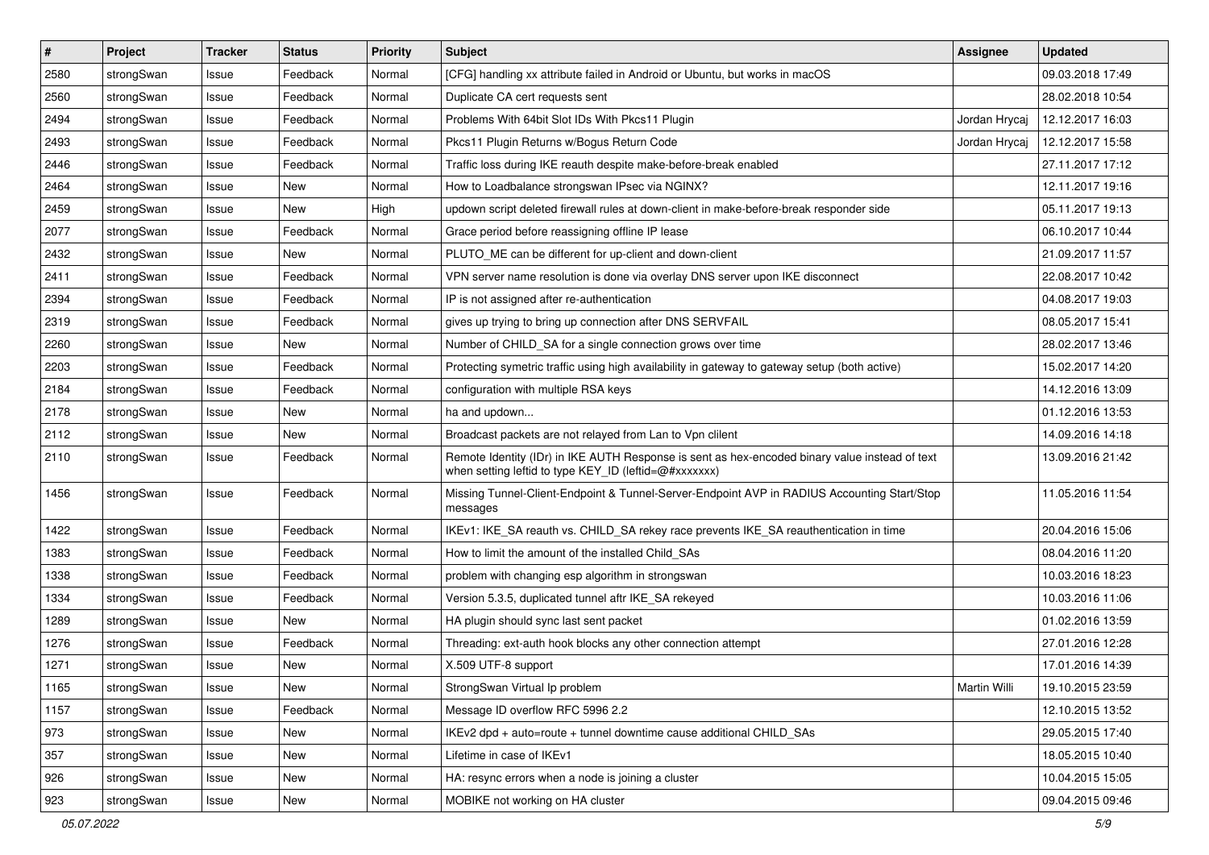| # | Project | Tracker | Status | Priority | Subject | Assignee | Updated |
|---|---|---|---|---|---|---|---|
| 2580 | strongSwan | Issue | Feedback | Normal | [CFG] handling xx attribute failed in Android or Ubuntu, but works in macOS | | 09.03.2018 17:49 |
| 2560 | strongSwan | Issue | Feedback | Normal | Duplicate CA cert requests sent | | 28.02.2018 10:54 |
| 2494 | strongSwan | Issue | Feedback | Normal | Problems With 64bit Slot IDs With Pkcs11 Plugin | Jordan Hrycaj | 12.12.2017 16:03 |
| 2493 | strongSwan | Issue | Feedback | Normal | Pkcs11 Plugin Returns w/Bogus Return Code | Jordan Hrycaj | 12.12.2017 15:58 |
| 2446 | strongSwan | Issue | Feedback | Normal | Traffic loss during IKE reauth despite make-before-break enabled | | 27.11.2017 17:12 |
| 2464 | strongSwan | Issue | New | Normal | How to Loadbalance strongswan IPsec via NGINX? | | 12.11.2017 19:16 |
| 2459 | strongSwan | Issue | New | High | updown script deleted firewall rules at down-client in make-before-break responder side | | 05.11.2017 19:13 |
| 2077 | strongSwan | Issue | Feedback | Normal | Grace period before reassigning offline IP lease | | 06.10.2017 10:44 |
| 2432 | strongSwan | Issue | New | Normal | PLUTO_ME can be different for up-client and down-client | | 21.09.2017 11:57 |
| 2411 | strongSwan | Issue | Feedback | Normal | VPN server name resolution is done via overlay DNS server upon IKE disconnect | | 22.08.2017 10:42 |
| 2394 | strongSwan | Issue | Feedback | Normal | IP is not assigned after re-authentication | | 04.08.2017 19:03 |
| 2319 | strongSwan | Issue | Feedback | Normal | gives up trying to bring up connection after DNS SERVFAIL | | 08.05.2017 15:41 |
| 2260 | strongSwan | Issue | New | Normal | Number of CHILD_SA for a single connection grows over time | | 28.02.2017 13:46 |
| 2203 | strongSwan | Issue | Feedback | Normal | Protecting symetric traffic using high availability in gateway to gateway setup (both active) | | 15.02.2017 14:20 |
| 2184 | strongSwan | Issue | Feedback | Normal | configuration with multiple RSA keys | | 14.12.2016 13:09 |
| 2178 | strongSwan | Issue | New | Normal | ha and updown... | | 01.12.2016 13:53 |
| 2112 | strongSwan | Issue | New | Normal | Broadcast packets are not relayed from Lan to Vpn clilent | | 14.09.2016 14:18 |
| 2110 | strongSwan | Issue | Feedback | Normal | Remote Identity (IDr) in IKE AUTH Response is sent as hex-encoded binary value instead of text when setting leftid to type KEY_ID (leftid=@#xxxxxxx) | | 13.09.2016 21:42 |
| 1456 | strongSwan | Issue | Feedback | Normal | Missing Tunnel-Client-Endpoint & Tunnel-Server-Endpoint AVP in RADIUS Accounting Start/Stop messages | | 11.05.2016 11:54 |
| 1422 | strongSwan | Issue | Feedback | Normal | IKEv1: IKE_SA reauth vs. CHILD_SA rekey race prevents IKE_SA reauthentication in time | | 20.04.2016 15:06 |
| 1383 | strongSwan | Issue | Feedback | Normal | How to limit the amount of the installed Child_SAs | | 08.04.2016 11:20 |
| 1338 | strongSwan | Issue | Feedback | Normal | problem with changing esp algorithm in strongswan | | 10.03.2016 18:23 |
| 1334 | strongSwan | Issue | Feedback | Normal | Version 5.3.5, duplicated tunnel aftr IKE_SA rekeyed | | 10.03.2016 11:06 |
| 1289 | strongSwan | Issue | New | Normal | HA plugin should sync last sent packet | | 01.02.2016 13:59 |
| 1276 | strongSwan | Issue | Feedback | Normal | Threading: ext-auth hook blocks any other connection attempt | | 27.01.2016 12:28 |
| 1271 | strongSwan | Issue | New | Normal | X.509 UTF-8 support | | 17.01.2016 14:39 |
| 1165 | strongSwan | Issue | New | Normal | StrongSwan Virtual Ip problem | Martin Willi | 19.10.2015 23:59 |
| 1157 | strongSwan | Issue | Feedback | Normal | Message ID overflow RFC 5996 2.2 | | 12.10.2015 13:52 |
| 973 | strongSwan | Issue | New | Normal | IKEv2 dpd + auto=route + tunnel downtime cause additional CHILD_SAs | | 29.05.2015 17:40 |
| 357 | strongSwan | Issue | New | Normal | Lifetime in case of IKEv1 | | 18.05.2015 10:40 |
| 926 | strongSwan | Issue | New | Normal | HA: resync errors when a node is joining a cluster | | 10.04.2015 15:05 |
| 923 | strongSwan | Issue | New | Normal | MOBIKE not working on HA cluster | | 09.04.2015 09:46 |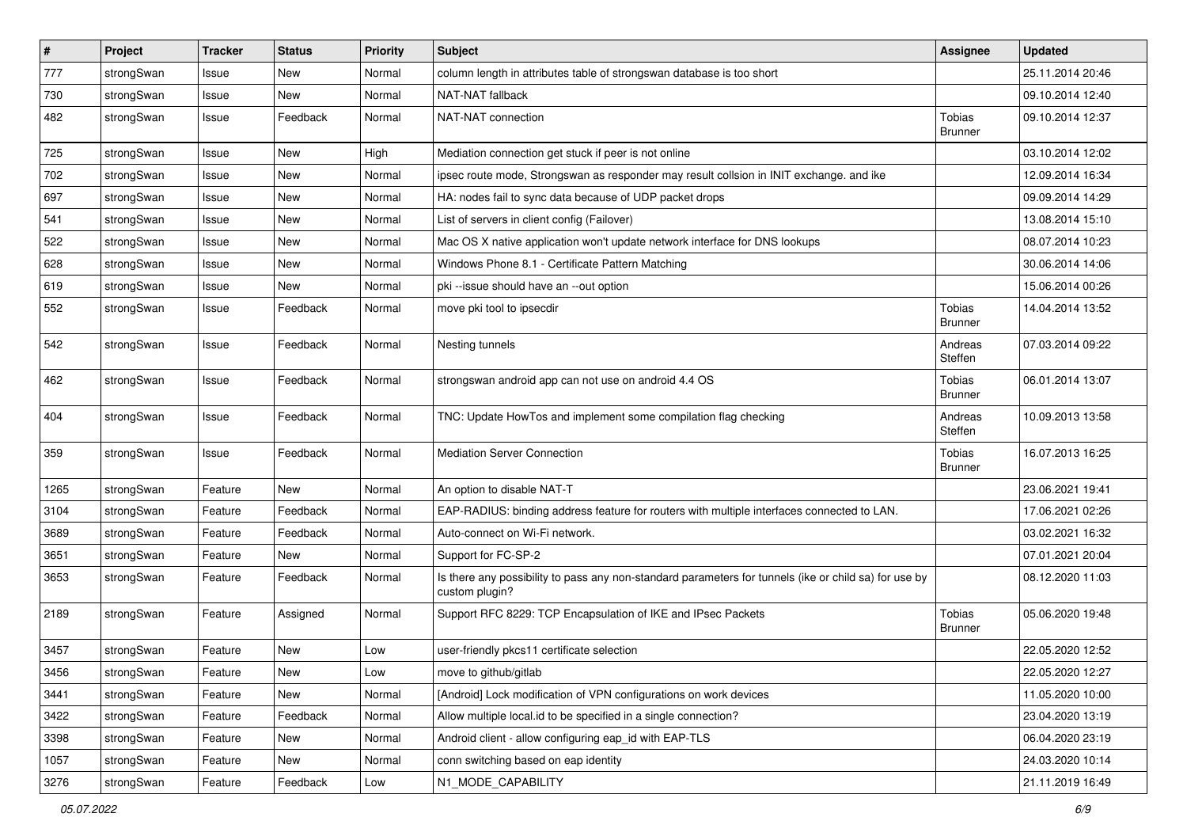| # | Project | Tracker | Status | Priority | Subject | Assignee | Updated |
|---|---|---|---|---|---|---|---|
| 777 | strongSwan | Issue | New | Normal | column length in attributes table of strongswan database is too short | | 25.11.2014 20:46 |
| 730 | strongSwan | Issue | New | Normal | NAT-NAT fallback | | 09.10.2014 12:40 |
| 482 | strongSwan | Issue | Feedback | Normal | NAT-NAT connection | Tobias Brunner | 09.10.2014 12:37 |
| 725 | strongSwan | Issue | New | High | Mediation connection get stuck if peer is not online | | 03.10.2014 12:02 |
| 702 | strongSwan | Issue | New | Normal | ipsec route mode, Strongswan as responder may result collsion in INIT exchange. and ike | | 12.09.2014 16:34 |
| 697 | strongSwan | Issue | New | Normal | HA: nodes fail to sync data because of UDP packet drops | | 09.09.2014 14:29 |
| 541 | strongSwan | Issue | New | Normal | List of servers in client config (Failover) | | 13.08.2014 15:10 |
| 522 | strongSwan | Issue | New | Normal | Mac OS X native application won't update network interface for DNS lookups | | 08.07.2014 10:23 |
| 628 | strongSwan | Issue | New | Normal | Windows Phone 8.1 - Certificate Pattern Matching | | 30.06.2014 14:06 |
| 619 | strongSwan | Issue | New | Normal | pki --issue should have an --out option | | 15.06.2014 00:26 |
| 552 | strongSwan | Issue | Feedback | Normal | move pki tool to ipsecdir | Tobias Brunner | 14.04.2014 13:52 |
| 542 | strongSwan | Issue | Feedback | Normal | Nesting tunnels | Andreas Steffen | 07.03.2014 09:22 |
| 462 | strongSwan | Issue | Feedback | Normal | strongswan android app can not use on android 4.4 OS | Tobias Brunner | 06.01.2014 13:07 |
| 404 | strongSwan | Issue | Feedback | Normal | TNC: Update HowTos and implement some compilation flag checking | Andreas Steffen | 10.09.2013 13:58 |
| 359 | strongSwan | Issue | Feedback | Normal | Mediation Server Connection | Tobias Brunner | 16.07.2013 16:25 |
| 1265 | strongSwan | Feature | New | Normal | An option to disable NAT-T | | 23.06.2021 19:41 |
| 3104 | strongSwan | Feature | Feedback | Normal | EAP-RADIUS: binding address feature for routers with multiple interfaces connected to LAN. | | 17.06.2021 02:26 |
| 3689 | strongSwan | Feature | Feedback | Normal | Auto-connect on Wi-Fi network. | | 03.02.2021 16:32 |
| 3651 | strongSwan | Feature | New | Normal | Support for FC-SP-2 | | 07.01.2021 20:04 |
| 3653 | strongSwan | Feature | Feedback | Normal | Is there any possibility to pass any non-standard parameters for tunnels (ike or child sa) for use by custom plugin? | | 08.12.2020 11:03 |
| 2189 | strongSwan | Feature | Assigned | Normal | Support RFC 8229: TCP Encapsulation of IKE and IPsec Packets | Tobias Brunner | 05.06.2020 19:48 |
| 3457 | strongSwan | Feature | New | Low | user-friendly pkcs11 certificate selection | | 22.05.2020 12:52 |
| 3456 | strongSwan | Feature | New | Low | move to github/gitlab | | 22.05.2020 12:27 |
| 3441 | strongSwan | Feature | New | Normal | [Android] Lock modification of VPN configurations on work devices | | 11.05.2020 10:00 |
| 3422 | strongSwan | Feature | Feedback | Normal | Allow multiple local.id to be specified in a single connection? | | 23.04.2020 13:19 |
| 3398 | strongSwan | Feature | New | Normal | Android client - allow configuring eap_id with EAP-TLS | | 06.04.2020 23:19 |
| 1057 | strongSwan | Feature | New | Normal | conn switching based on eap identity | | 24.03.2020 10:14 |
| 3276 | strongSwan | Feature | Feedback | Low | N1_MODE_CAPABILITY | | 21.11.2019 16:49 |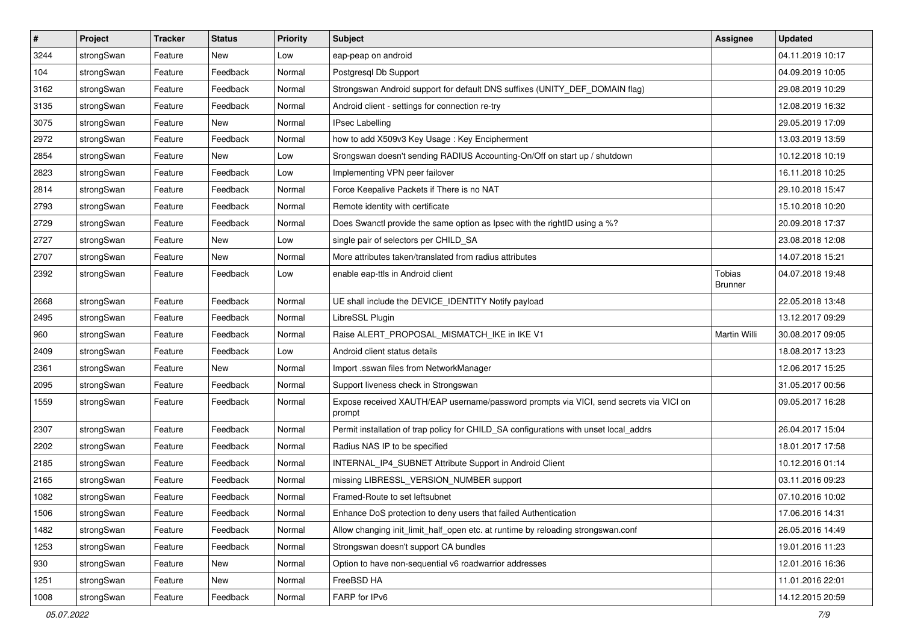| # | Project | Tracker | Status | Priority | Subject | Assignee | Updated |
|---|---|---|---|---|---|---|---|
| 3244 | strongSwan | Feature | New | Low | eap-peap on android | | 04.11.2019 10:17 |
| 104 | strongSwan | Feature | Feedback | Normal | Postgresql Db Support | | 04.09.2019 10:05 |
| 3162 | strongSwan | Feature | Feedback | Normal | Strongswan Android support for default DNS suffixes (UNITY_DEF_DOMAIN flag) | | 29.08.2019 10:29 |
| 3135 | strongSwan | Feature | Feedback | Normal | Android client - settings for connection re-try | | 12.08.2019 16:32 |
| 3075 | strongSwan | Feature | New | Normal | IPsec Labelling | | 29.05.2019 17:09 |
| 2972 | strongSwan | Feature | Feedback | Normal | how to add X509v3 Key Usage : Key Encipherment | | 13.03.2019 13:59 |
| 2854 | strongSwan | Feature | New | Low | Srongswan doesn't sending RADIUS Accounting-On/Off on start up / shutdown | | 10.12.2018 10:19 |
| 2823 | strongSwan | Feature | Feedback | Low | Implementing VPN peer failover | | 16.11.2018 10:25 |
| 2814 | strongSwan | Feature | Feedback | Normal | Force Keepalive Packets if There is no NAT | | 29.10.2018 15:47 |
| 2793 | strongSwan | Feature | Feedback | Normal | Remote identity with certificate | | 15.10.2018 10:20 |
| 2729 | strongSwan | Feature | Feedback | Normal | Does Swanctl provide the same option as Ipsec with the rightID using a %? | | 20.09.2018 17:37 |
| 2727 | strongSwan | Feature | New | Low | single pair of selectors per CHILD_SA | | 23.08.2018 12:08 |
| 2707 | strongSwan | Feature | New | Normal | More attributes taken/translated from radius attributes | | 14.07.2018 15:21 |
| 2392 | strongSwan | Feature | Feedback | Low | enable eap-ttls in Android client | Tobias Brunner | 04.07.2018 19:48 |
| 2668 | strongSwan | Feature | Feedback | Normal | UE shall include the DEVICE_IDENTITY Notify payload | | 22.05.2018 13:48 |
| 2495 | strongSwan | Feature | Feedback | Normal | LibreSSL Plugin | | 13.12.2017 09:29 |
| 960 | strongSwan | Feature | Feedback | Normal | Raise ALERT_PROPOSAL_MISMATCH_IKE in IKE V1 | Martin Willi | 30.08.2017 09:05 |
| 2409 | strongSwan | Feature | Feedback | Low | Android client status details | | 18.08.2017 13:23 |
| 2361 | strongSwan | Feature | New | Normal | Import .sswan files from NetworkManager | | 12.06.2017 15:25 |
| 2095 | strongSwan | Feature | Feedback | Normal | Support liveness check in Strongswan | | 31.05.2017 00:56 |
| 1559 | strongSwan | Feature | Feedback | Normal | Expose received XAUTH/EAP username/password prompts via VICI, send secrets via VICI on prompt | | 09.05.2017 16:28 |
| 2307 | strongSwan | Feature | Feedback | Normal | Permit installation of trap policy for CHILD_SA configurations with unset local_addrs | | 26.04.2017 15:04 |
| 2202 | strongSwan | Feature | Feedback | Normal | Radius NAS IP to be specified | | 18.01.2017 17:58 |
| 2185 | strongSwan | Feature | Feedback | Normal | INTERNAL_IP4_SUBNET Attribute Support in Android Client | | 10.12.2016 01:14 |
| 2165 | strongSwan | Feature | Feedback | Normal | missing LIBRESSL_VERSION_NUMBER support | | 03.11.2016 09:23 |
| 1082 | strongSwan | Feature | Feedback | Normal | Framed-Route to set leftsubnet | | 07.10.2016 10:02 |
| 1506 | strongSwan | Feature | Feedback | Normal | Enhance DoS protection to deny users that failed Authentication | | 17.06.2016 14:31 |
| 1482 | strongSwan | Feature | Feedback | Normal | Allow changing init_limit_half_open etc. at runtime by reloading strongswan.conf | | 26.05.2016 14:49 |
| 1253 | strongSwan | Feature | Feedback | Normal | Strongswan doesn't support CA bundles | | 19.01.2016 11:23 |
| 930 | strongSwan | Feature | New | Normal | Option to have non-sequential v6 roadwarrior addresses | | 12.01.2016 16:36 |
| 1251 | strongSwan | Feature | New | Normal | FreeBSD HA | | 11.01.2016 22:01 |
| 1008 | strongSwan | Feature | Feedback | Normal | FARP for IPv6 | | 14.12.2015 20:59 |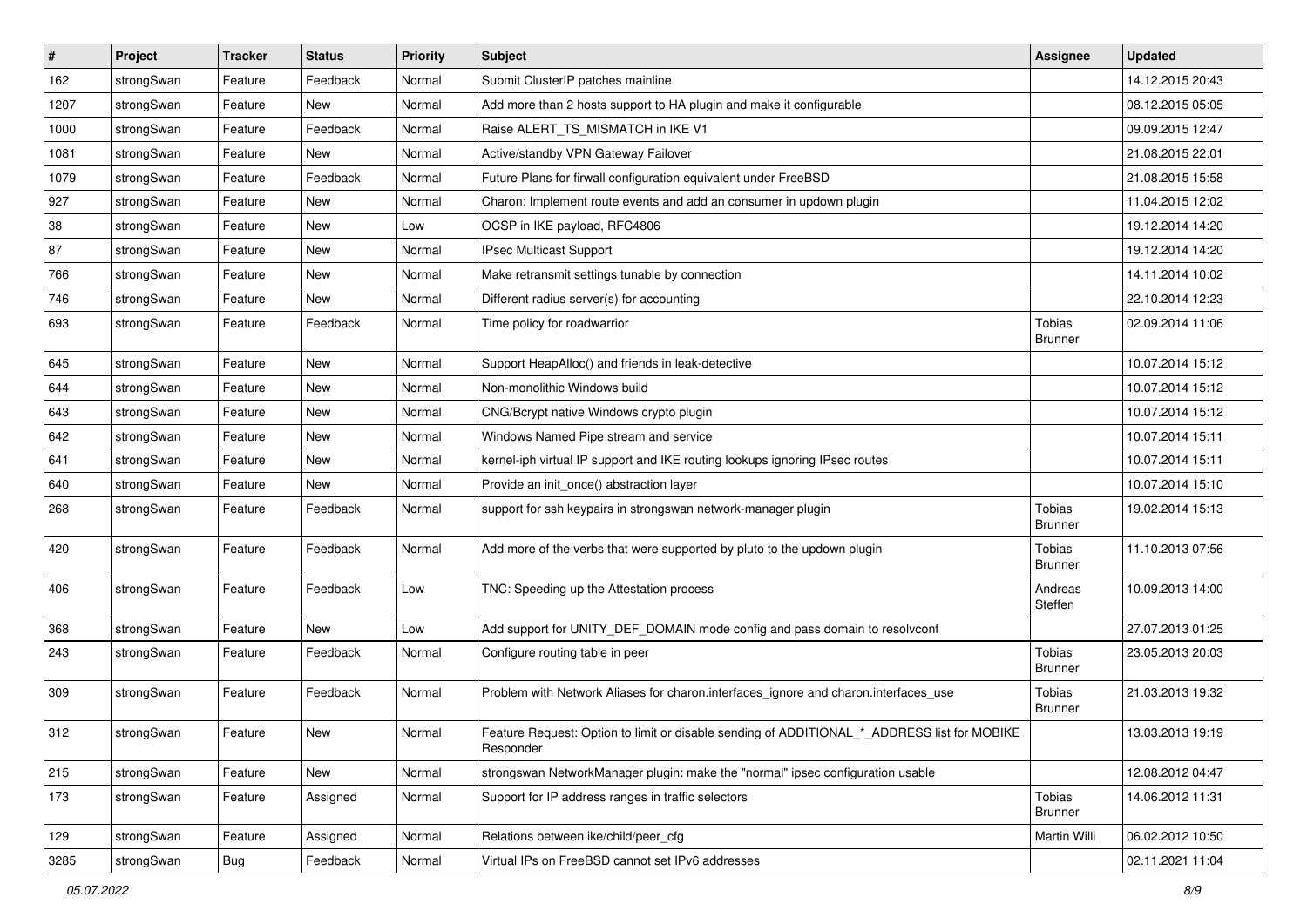| # | Project | Tracker | Status | Priority | Subject | Assignee | Updated |
|---|---|---|---|---|---|---|---|
| 162 | strongSwan | Feature | Feedback | Normal | Submit ClusterIP patches mainline | | 14.12.2015 20:43 |
| 1207 | strongSwan | Feature | New | Normal | Add more than 2 hosts support to HA plugin and make it configurable | | 08.12.2015 05:05 |
| 1000 | strongSwan | Feature | Feedback | Normal | Raise ALERT_TS_MISMATCH in IKE V1 | | 09.09.2015 12:47 |
| 1081 | strongSwan | Feature | New | Normal | Active/standby VPN Gateway Failover | | 21.08.2015 22:01 |
| 1079 | strongSwan | Feature | Feedback | Normal | Future Plans for firwall configuration equivalent under FreeBSD | | 21.08.2015 15:58 |
| 927 | strongSwan | Feature | New | Normal | Charon: Implement route events and add an consumer in updown plugin | | 11.04.2015 12:02 |
| 38 | strongSwan | Feature | New | Low | OCSP in IKE payload, RFC4806 | | 19.12.2014 14:20 |
| 87 | strongSwan | Feature | New | Normal | IPsec Multicast Support | | 19.12.2014 14:20 |
| 766 | strongSwan | Feature | New | Normal | Make retransmit settings tunable by connection | | 14.11.2014 10:02 |
| 746 | strongSwan | Feature | New | Normal | Different radius server(s) for accounting | | 22.10.2014 12:23 |
| 693 | strongSwan | Feature | Feedback | Normal | Time policy for roadwarrior | Tobias Brunner | 02.09.2014 11:06 |
| 645 | strongSwan | Feature | New | Normal | Support HeapAlloc() and friends in leak-detective | | 10.07.2014 15:12 |
| 644 | strongSwan | Feature | New | Normal | Non-monolithic Windows build | | 10.07.2014 15:12 |
| 643 | strongSwan | Feature | New | Normal | CNG/Bcrypt native Windows crypto plugin | | 10.07.2014 15:12 |
| 642 | strongSwan | Feature | New | Normal | Windows Named Pipe stream and service | | 10.07.2014 15:11 |
| 641 | strongSwan | Feature | New | Normal | kernel-iph virtual IP support and IKE routing lookups ignoring IPsec routes | | 10.07.2014 15:11 |
| 640 | strongSwan | Feature | New | Normal | Provide an init_once() abstraction layer | | 10.07.2014 15:10 |
| 268 | strongSwan | Feature | Feedback | Normal | support for ssh keypairs in strongswan network-manager plugin | Tobias Brunner | 19.02.2014 15:13 |
| 420 | strongSwan | Feature | Feedback | Normal | Add more of the verbs that were supported by pluto to the updown plugin | Tobias Brunner | 11.10.2013 07:56 |
| 406 | strongSwan | Feature | Feedback | Low | TNC: Speeding up the Attestation process | Andreas Steffen | 10.09.2013 14:00 |
| 368 | strongSwan | Feature | New | Low | Add support for UNITY_DEF_DOMAIN mode config and pass domain to resolvconf | | 27.07.2013 01:25 |
| 243 | strongSwan | Feature | Feedback | Normal | Configure routing table in peer | Tobias Brunner | 23.05.2013 20:03 |
| 309 | strongSwan | Feature | Feedback | Normal | Problem with Network Aliases for charon.interfaces_ignore and charon.interfaces_use | Tobias Brunner | 21.03.2013 19:32 |
| 312 | strongSwan | Feature | New | Normal | Feature Request: Option to limit or disable sending of ADDITIONAL_*_ADDRESS list for MOBIKE Responder | | 13.03.2013 19:19 |
| 215 | strongSwan | Feature | New | Normal | strongswan NetworkManager plugin: make the "normal" ipsec configuration usable | | 12.08.2012 04:47 |
| 173 | strongSwan | Feature | Assigned | Normal | Support for IP address ranges in traffic selectors | Tobias Brunner | 14.06.2012 11:31 |
| 129 | strongSwan | Feature | Assigned | Normal | Relations between ike/child/peer_cfg | Martin Willi | 06.02.2012 10:50 |
| 3285 | strongSwan | Bug | Feedback | Normal | Virtual IPs on FreeBSD cannot set IPv6 addresses | | 02.11.2021 11:04 |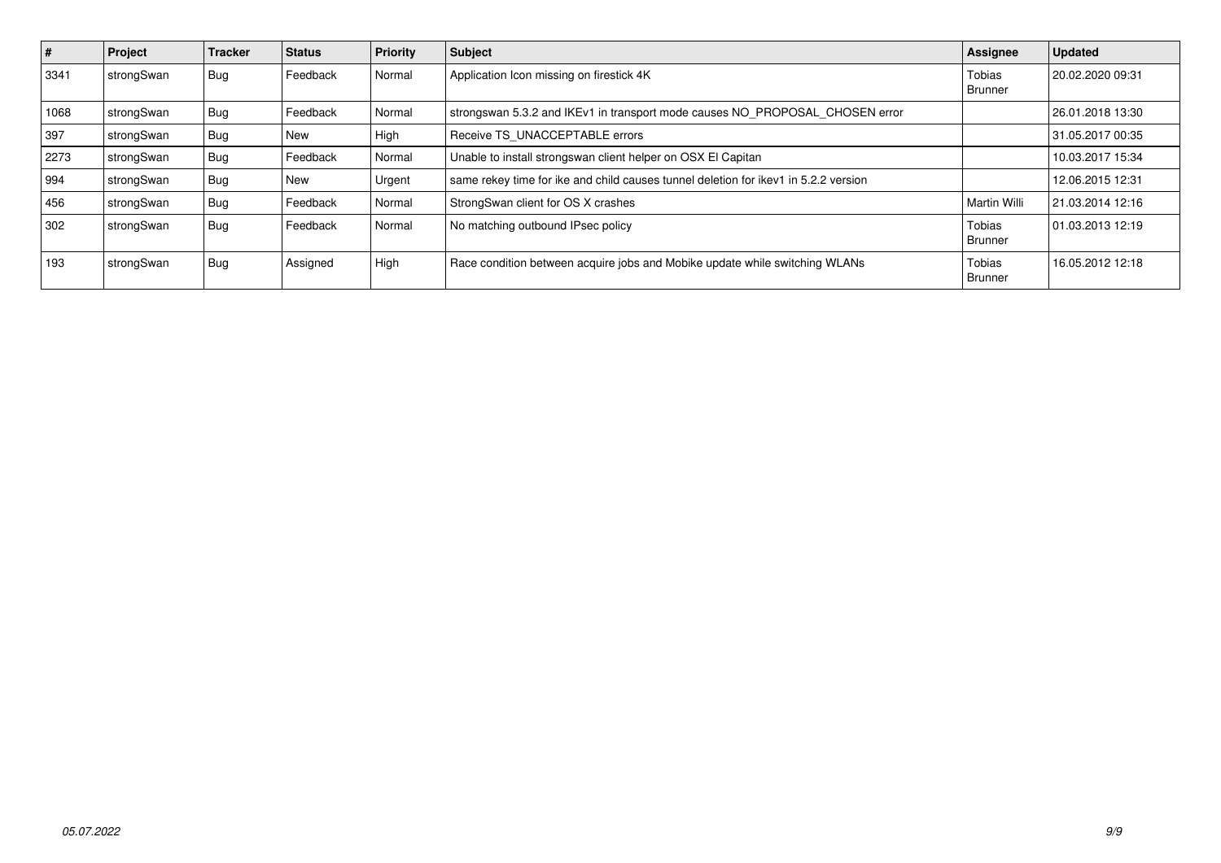| # | Project | Tracker | Status | Priority | Subject | Assignee | Updated |
| --- | --- | --- | --- | --- | --- | --- | --- |
| 3341 | strongSwan | Bug | Feedback | Normal | Application Icon missing on firestick 4K | Tobias Brunner | 20.02.2020 09:31 |
| 1068 | strongSwan | Bug | Feedback | Normal | strongswan 5.3.2 and IKEv1 in transport mode causes NO_PROPOSAL_CHOSEN error | | 26.01.2018 13:30 |
| 397 | strongSwan | Bug | New | High | Receive TS_UNACCEPTABLE errors | | 31.05.2017 00:35 |
| 2273 | strongSwan | Bug | Feedback | Normal | Unable to install strongswan client helper on OSX El Capitan | | 10.03.2017 15:34 |
| 994 | strongSwan | Bug | New | Urgent | same rekey time for ike and child causes tunnel deletion for ikev1 in 5.2.2 version | | 12.06.2015 12:31 |
| 456 | strongSwan | Bug | Feedback | Normal | StrongSwan client for OS X crashes | Martin Willi | 21.03.2014 12:16 |
| 302 | strongSwan | Bug | Feedback | Normal | No matching outbound IPsec policy | Tobias Brunner | 01.03.2013 12:19 |
| 193 | strongSwan | Bug | Assigned | High | Race condition between acquire jobs and Mobike update while switching WLANs | Tobias Brunner | 16.05.2012 12:18 |